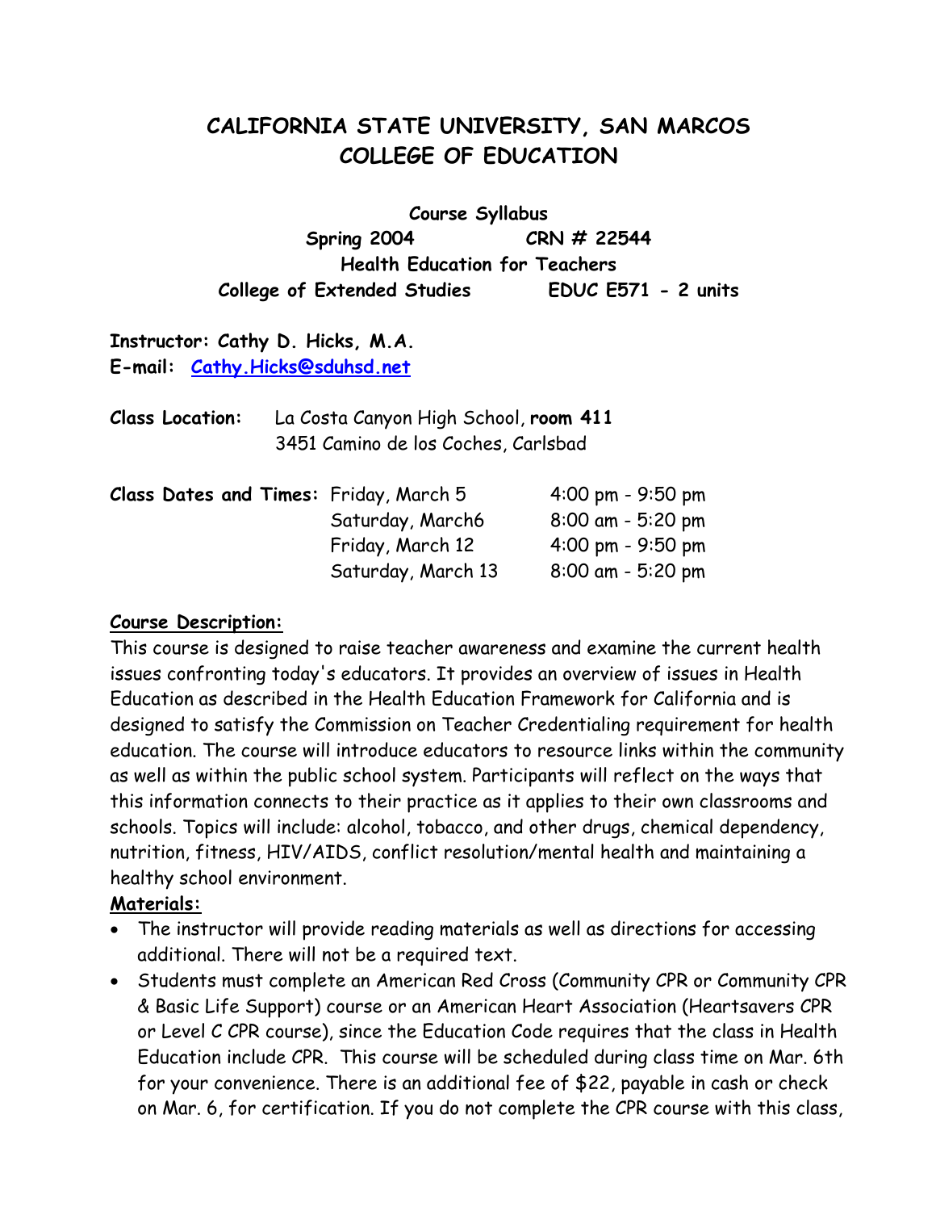# CALIFORNIA STATE UNIVERSITY, SAN MARCOS
# COLLEGE OF EDUCATION

**Course Syllabus**

**Spring 2004 CRN # 22544**

**Health Education for Teachers**

**College of Extended Studies EDUC E571 - 2 units**

**Instructor: Cathy D. Hicks, M.A.**
**E-mail: Cathy.Hicks@sduhsd.net**

**Class Location:** La Costa Canyon High School, **room 411**
3451 Camino de los Coches, Carlsbad

| **Class Dates and Times:** | Friday, March 5 | 4:00 pm - 9:50 pm |
|---|---|---|
| | Saturday, March6 | 8:00 am - 5:20 pm |
| | Friday, March 12 | 4:00 pm - 9:50 pm |
| | Saturday, March 13 | 8:00 am - 5:20 pm |

**Course Description:**

This course is designed to raise teacher awareness and examine the current health issues confronting today's educators. It provides an overview of issues in Health Education as described in the Health Education Framework for California and is designed to satisfy the Commission on Teacher Credentialing requirement for health education. The course will introduce educators to resource links within the community as well as within the public school system. Participants will reflect on the ways that this information connects to their practice as it applies to their own classrooms and schools. Topics will include: alcohol, tobacco, and other drugs, chemical dependency, nutrition, fitness, HIV/AIDS, conflict resolution/mental health and maintaining a healthy school environment.

**Materials:**

- The instructor will provide reading materials as well as directions for accessing additional. There will not be a required text.
- Students must complete an American Red Cross (Community CPR or Community CPR & Basic Life Support) course or an American Heart Association (Heartsavers CPR or Level C CPR course), since the Education Code requires that the class in Health Education include CPR. This course will be scheduled during class time on Mar. 6th for your convenience. There is an additional fee of $22, payable in cash or check on Mar. 6, for certification. If you do not complete the CPR course with this class,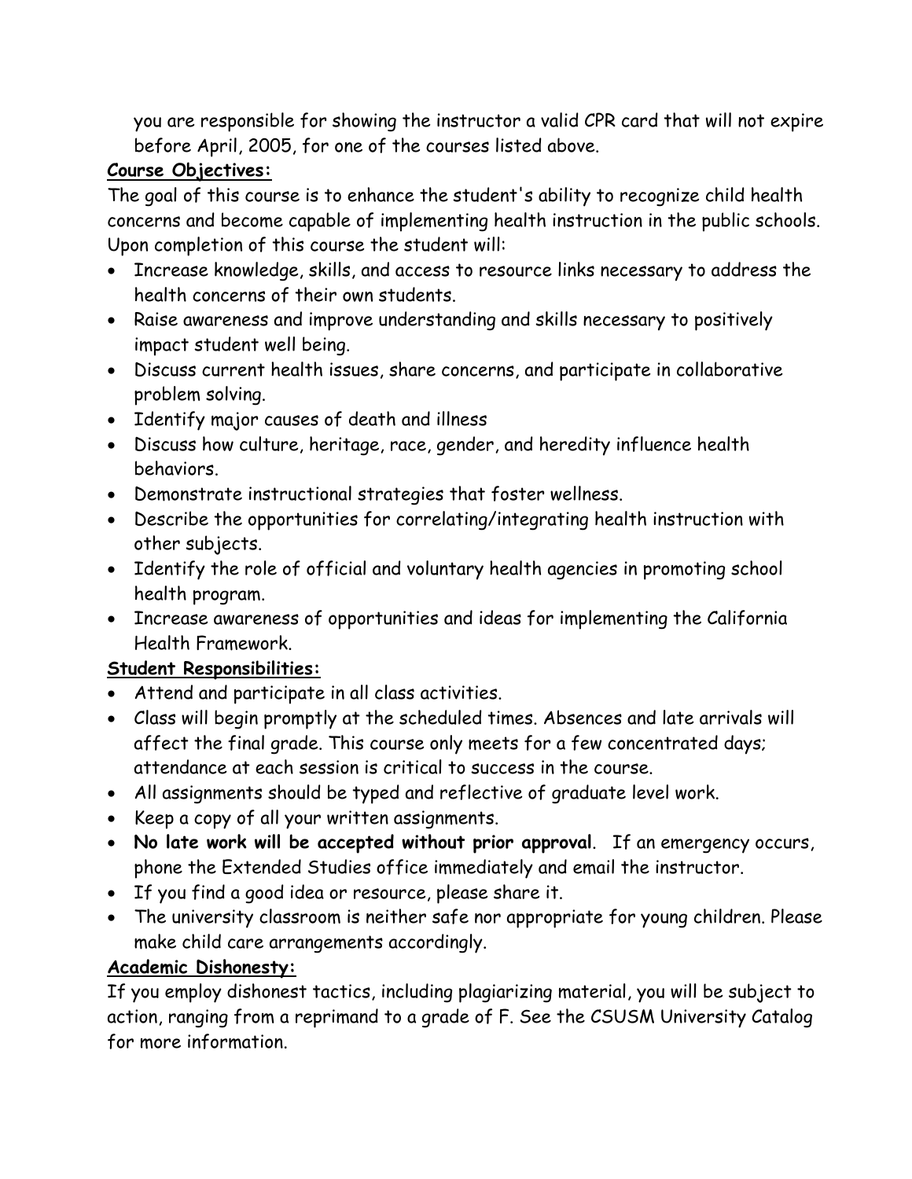you are responsible for showing the instructor a valid CPR card that will not expire before April, 2005, for one of the courses listed above.

**Course Objectives:**

The goal of this course is to enhance the student's ability to recognize child health concerns and become capable of implementing health instruction in the public schools. Upon completion of this course the student will:

- Increase knowledge, skills, and access to resource links necessary to address the health concerns of their own students.
- Raise awareness and improve understanding and skills necessary to positively impact student well being.
- Discuss current health issues, share concerns, and participate in collaborative problem solving.
- Identify major causes of death and illness
- Discuss how culture, heritage, race, gender, and heredity influence health behaviors.
- Demonstrate instructional strategies that foster wellness.
- Describe the opportunities for correlating/integrating health instruction with other subjects.
- Identify the role of official and voluntary health agencies in promoting school health program.
- Increase awareness of opportunities and ideas for implementing the California Health Framework.

**Student Responsibilities:**

- Attend and participate in all class activities.
- Class will begin promptly at the scheduled times. Absences and late arrivals will affect the final grade. This course only meets for a few concentrated days; attendance at each session is critical to success in the course.
- All assignments should be typed and reflective of graduate level work.
- Keep a copy of all your written assignments.
- **No late work will be accepted without prior approval**. If an emergency occurs, phone the Extended Studies office immediately and email the instructor.
- If you find a good idea or resource, please share it.
- The university classroom is neither safe nor appropriate for young children. Please make child care arrangements accordingly.

**Academic Dishonesty:**

If you employ dishonest tactics, including plagiarizing material, you will be subject to action, ranging from a reprimand to a grade of F. See the CSUSM University Catalog for more information.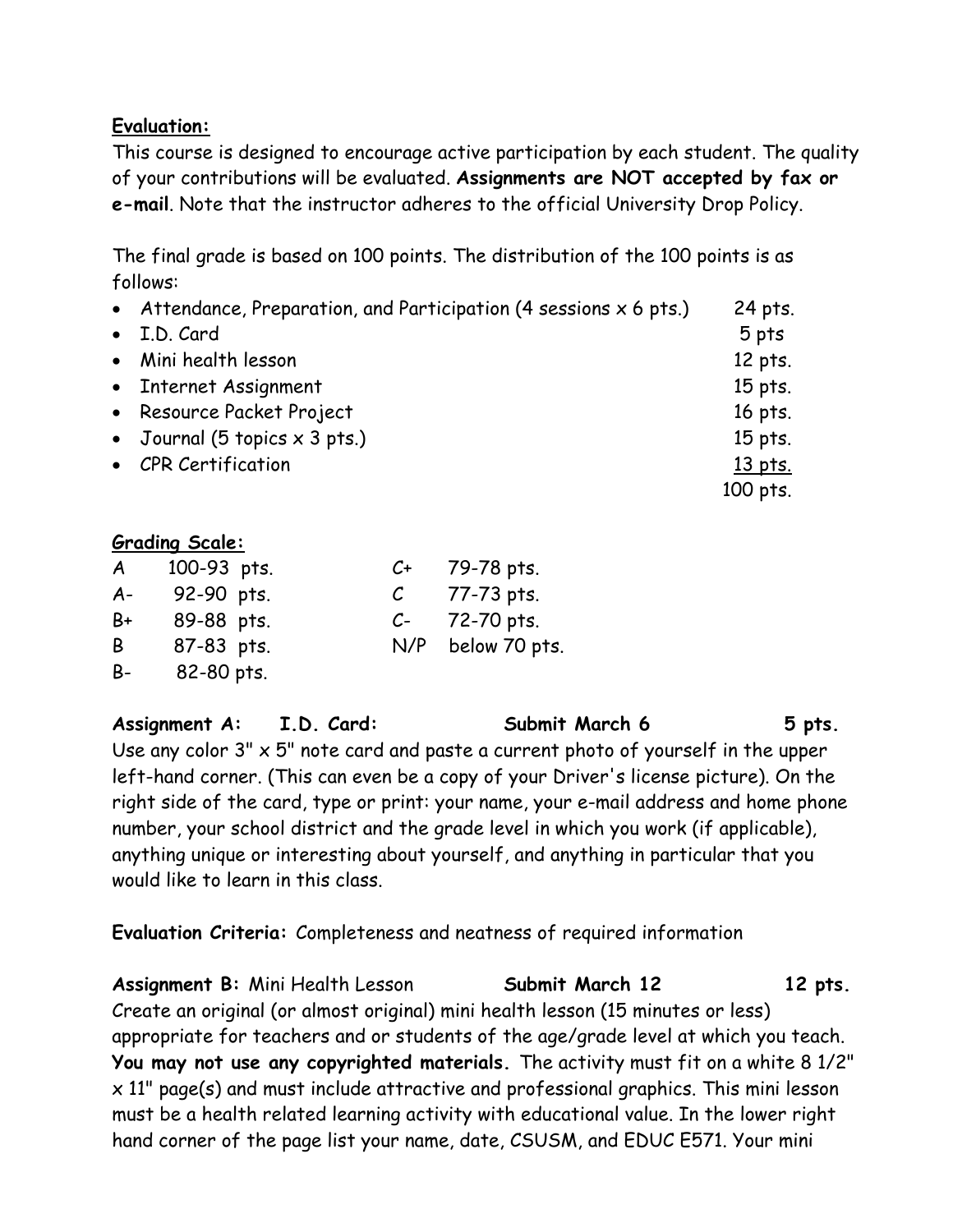**Evaluation:**

This course is designed to encourage active participation by each student. The quality of your contributions will be evaluated. **Assignments are NOT accepted by fax or e-mail**. Note that the instructor adheres to the official University Drop Policy.

The final grade is based on 100 points. The distribution of the 100 points is as follows:

| | |
|---|---|
| • Attendance, Preparation, and Participation (4 sessions x 6 pts.) | 24 pts. |
| • I.D. Card | 5 pts |
| • Mini health lesson | 12 pts. |
| • Internet Assignment | 15 pts. |
| • Resource Packet Project | 16 pts. |
| • Journal (5 topics x 3 pts.) | 15 pts. |
| • CPR Certification | 13 pts. |
| | 100 pts. |

**Grading Scale:**

| | | | |
|---|---|---|---|
| A | 100-93 pts. | C+ | 79-78 pts. |
| A- | 92-90 pts. | C | 77-73 pts. |
| B+ | 89-88 pts. | C- | 72-70 pts. |
| B | 87-83 pts. | N/P | below 70 pts. |
| B- | 82-80 pts. | | |

**Assignment A: I.D. Card: Submit March 6 5 pts.**

Use any color 3" x 5" note card and paste a current photo of yourself in the upper left-hand corner. (This can even be a copy of your Driver's license picture). On the right side of the card, type or print: your name, your e-mail address and home phone number, your school district and the grade level in which you work (if applicable), anything unique or interesting about yourself, and anything in particular that you would like to learn in this class.

**Evaluation Criteria:** Completeness and neatness of required information

**Assignment B:** Mini Health Lesson **Submit March 12 12 pts.**

Create an original (or almost original) mini health lesson (15 minutes or less) appropriate for teachers and or students of the age/grade level at which you teach. **You may not use any copyrighted materials.** The activity must fit on a white 8 1/2" x 11" page(s) and must include attractive and professional graphics. This mini lesson must be a health related learning activity with educational value. In the lower right hand corner of the page list your name, date, CSUSM, and EDUC E571. Your mini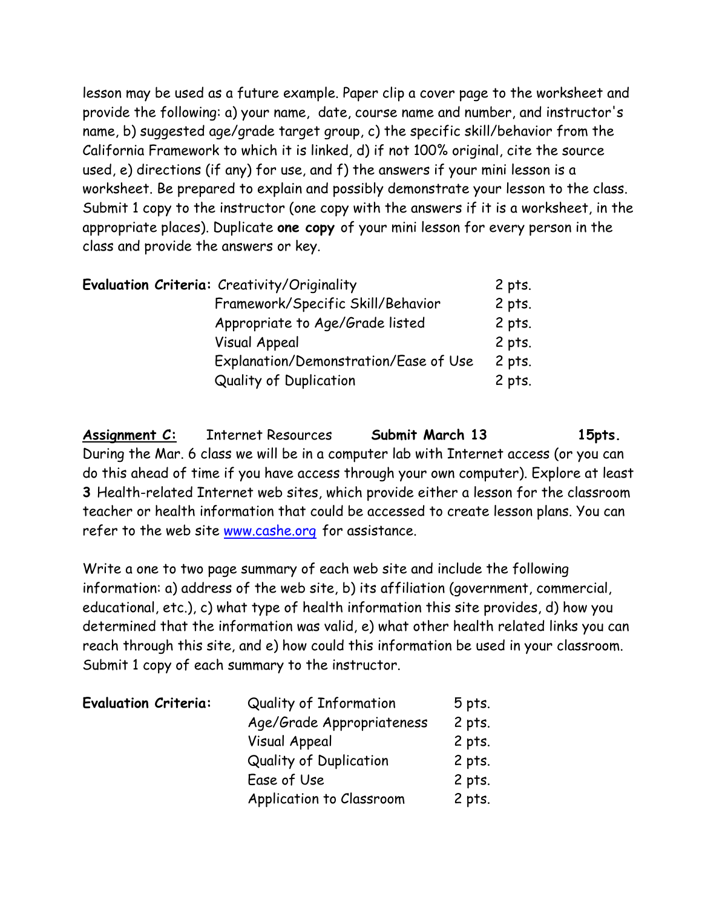lesson may be used as a future example. Paper clip a cover page to the worksheet and provide the following: a) your name, date, course name and number, and instructor's name, b) suggested age/grade target group, c) the specific skill/behavior from the California Framework to which it is linked, d) if not 100% original, cite the source used, e) directions (if any) for use, and f) the answers if your mini lesson is a worksheet. Be prepared to explain and possibly demonstrate your lesson to the class. Submit 1 copy to the instructor (one copy with the answers if it is a worksheet, in the appropriate places). Duplicate **one copy** of your mini lesson for every person in the class and provide the answers or key.

| **Evaluation Criteria:** | | |
|---|---|---|
| | Creativity/Originality | 2 pts. |
| | Framework/Specific Skill/Behavior | 2 pts. |
| | Appropriate to Age/Grade listed | 2 pts. |
| | Visual Appeal | 2 pts. |
| | Explanation/Demonstration/Ease of Use | 2 pts. |
| | Quality of Duplication | 2 pts. |

**<u>Assignment C:</u>** Internet Resources **Submit March 13** **15pts.**

During the Mar. 6 class we will be in a computer lab with Internet access (or you can do this ahead of time if you have access through your own computer). Explore at least **3** Health-related Internet web sites, which provide either a lesson for the classroom teacher or health information that could be accessed to create lesson plans. You can refer to the web site www.cashe.org for assistance.

Write a one to two page summary of each web site and include the following information: a) address of the web site, b) its affiliation (government, commercial, educational, etc.), c) what type of health information this site provides, d) how you determined that the information was valid, e) what other health related links you can reach through this site, and e) how could this information be used in your classroom. Submit 1 copy of each summary to the instructor.

| **Evaluation Criteria:** | | |
|---|---|---|
| | Quality of Information | 5 pts. |
| | Age/Grade Appropriateness | 2 pts. |
| | Visual Appeal | 2 pts. |
| | Quality of Duplication | 2 pts. |
| | Ease of Use | 2 pts. |
| | Application to Classroom | 2 pts. |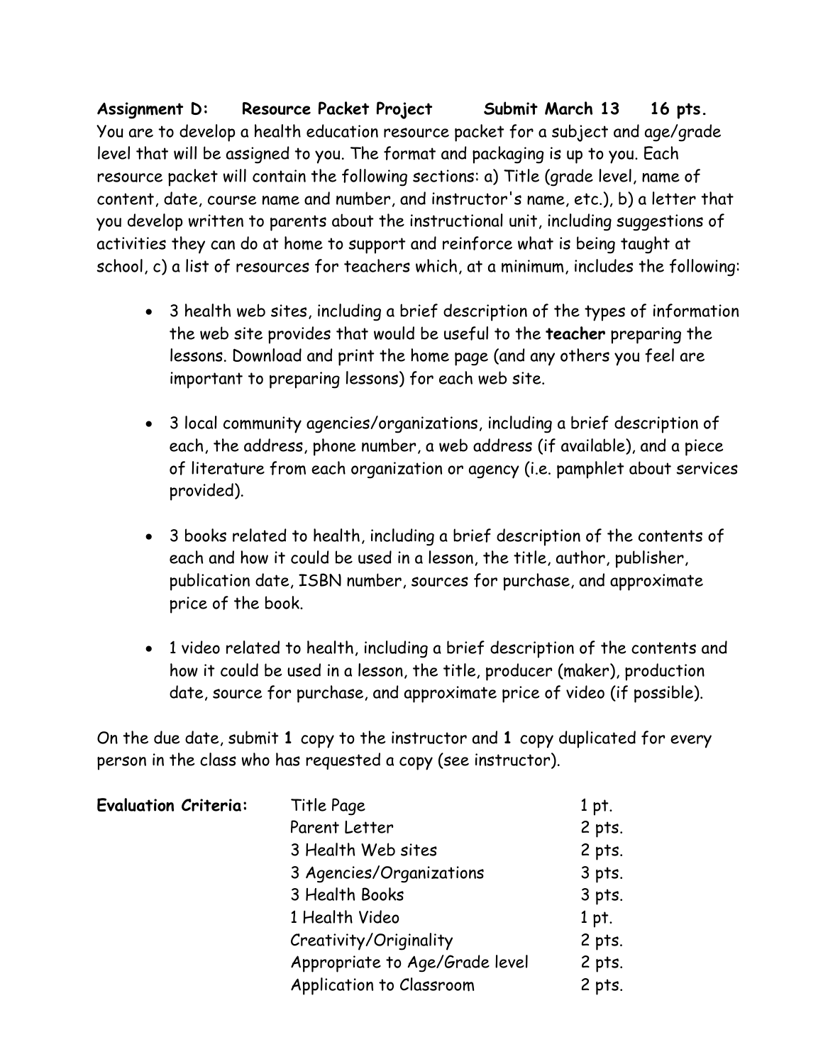**Assignment D: Resource Packet Project Submit March 13 16 pts.**
You are to develop a health education resource packet for a subject and age/grade level that will be assigned to you. The format and packaging is up to you. Each resource packet will contain the following sections: a) Title (grade level, name of content, date, course name and number, and instructor's name, etc.), b) a letter that you develop written to parents about the instructional unit, including suggestions of activities they can do at home to support and reinforce what is being taught at school, c) a list of resources for teachers which, at a minimum, includes the following:

- 3 health web sites, including a brief description of the types of information the web site provides that would be useful to the **teacher** preparing the lessons. Download and print the home page (and any others you feel are important to preparing lessons) for each web site.

- 3 local community agencies/organizations, including a brief description of each, the address, phone number, a web address (if available), and a piece of literature from each organization or agency (i.e. pamphlet about services provided).

- 3 books related to health, including a brief description of the contents of each and how it could be used in a lesson, the title, author, publisher, publication date, ISBN number, sources for purchase, and approximate price of the book.

- 1 video related to health, including a brief description of the contents and how it could be used in a lesson, the title, producer (maker), production date, source for purchase, and approximate price of video (if possible).

On the due date, submit **1** copy to the instructor and **1** copy duplicated for every person in the class who has requested a copy (see instructor).

| **Evaluation Criteria:** | | |
|---|---|---|
| | Title Page | 1 pt. |
| | Parent Letter | 2 pts. |
| | 3 Health Web sites | 2 pts. |
| | 3 Agencies/Organizations | 3 pts. |
| | 3 Health Books | 3 pts. |
| | 1 Health Video | 1 pt. |
| | Creativity/Originality | 2 pts. |
| | Appropriate to Age/Grade level | 2 pts. |
| | Application to Classroom | 2 pts. |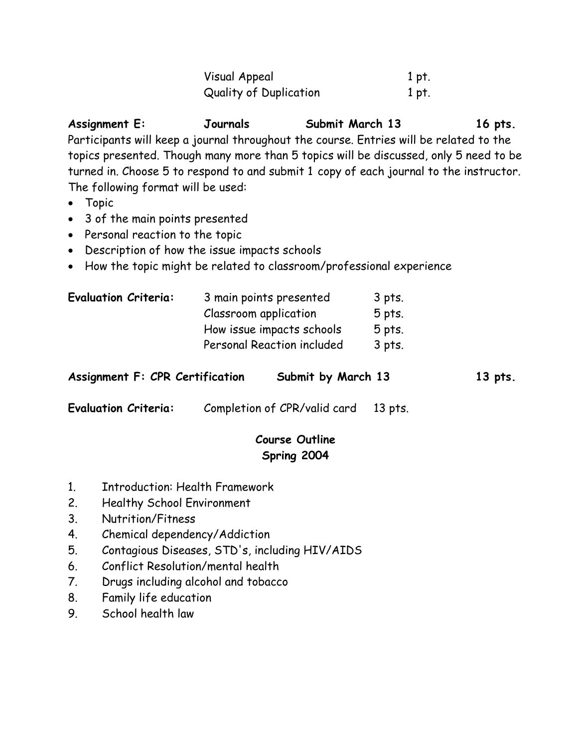| | |
|---|---|
| Visual Appeal | 1 pt. |
| Quality of Duplication | 1 pt. |

**Assignment E: Journals Submit March 13 16 pts.**

Participants will keep a journal throughout the course. Entries will be related to the topics presented. Though many more than 5 topics will be discussed, only 5 need to be turned in. Choose 5 to respond to and submit 1 copy of each journal to the instructor. The following format will be used:

- Topic
- 3 of the main points presented
- Personal reaction to the topic
- Description of how the issue impacts schools
- How the topic might be related to classroom/professional experience

| | | |
|---|---|---|
| **Evaluation Criteria:** | 3 main points presented | 3 pts. |
| | Classroom application | 5 pts. |
| | How issue impacts schools | 5 pts. |
| | Personal Reaction included | 3 pts. |

**Assignment F: CPR Certification Submit by March 13 13 pts.**

**Evaluation Criteria:** Completion of CPR/valid card 13 pts.

## Course Outline
## Spring 2004

1. Introduction: Health Framework
2. Healthy School Environment
3. Nutrition/Fitness
4. Chemical dependency/Addiction
5. Contagious Diseases, STD's, including HIV/AIDS
6. Conflict Resolution/mental health
7. Drugs including alcohol and tobacco
8. Family life education
9. School health law